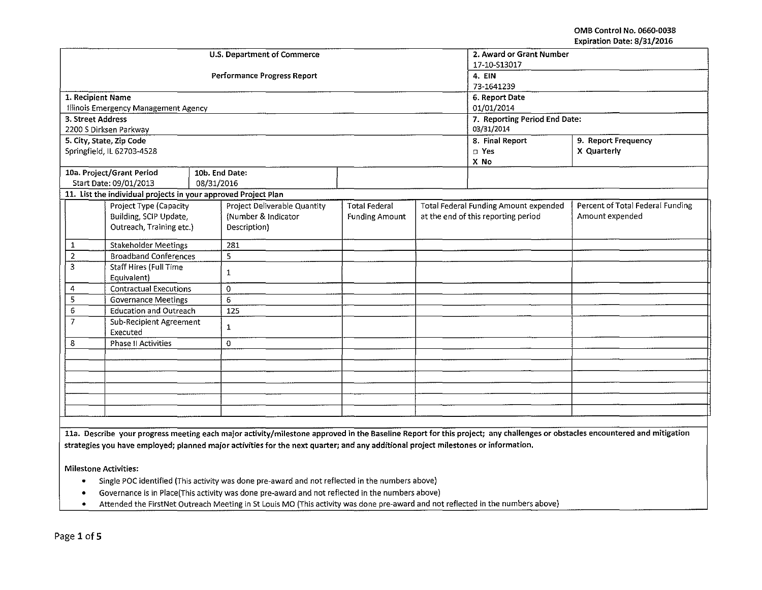OMB Control No. 0660-0038
Expiration Date: 8/31/2016

| U.S. Department of Commerce | 2. Award or Grant Number |
|---|---|
| | 17-10-S13017 |
| Performance Progress Report | 4. EIN |
| | 73-1641239 |

| 1. Recipient Name | 6. Report Date |
|---|---|
| Illinois Emergency Management Agency | 01/01/2014 |
| **3. Street Address** | **7. Reporting Period End Date:** |
| 2200 S Dirksen Parkway | 03/31/2014 |

| 5. City, State, Zip Code | 8. Final Report | 9. Report Frequency |
|---|---|---|
| Springfield, IL 62703-4528 | □ Yes<br>X No | X Quarterly |

| 10a. Project/Grant Period | 10b. End Date: |
|---|---|
| Start Date: 09/01/2013 | 08/31/2016 |

**11. List the individual projects in your approved Project Plan**

| | Project Type (Capacity Building, SCIP Update, Outreach, Training etc.) | Project Deliverable Quantity (Number & Indicator Description) | Total Federal Funding Amount | Total Federal Funding Amount expended at the end of this reporting period | Percent of Total Federal Funding Amount expended |
|---|---|---|---|---|---|
| 1 | Stakeholder Meetings | 281 | | | |
| 2 | Broadband Conferences | 5 | | | |
| 3 | Staff Hires (Full Time Equivalent) | 1 | | | |
| 4 | Contractual Executions | 0 | | | |
| 5 | Governance Meetings | 6 | | | |
| 6 | Education and Outreach | 125 | | | |
| 7 | Sub-Recipient Agreement Executed | 1 | | | |
| 8 | Phase II Activities | 0 | | | |
| | | | | | |
| | | | | | |
| | | | | | |
| | | | | | |
| | | | | | |
| | | | | | |

**11a. Describe your progress meeting each major activity/milestone approved in the Baseline Report for this project; any challenges or obstacles encountered and mitigation strategies you have employed; planned major activities for the next quarter; and any additional project milestones or information.**

**Milestone Activities:**

- Single POC identified (This activity was done pre-award and not reflected in the numbers above)
- Governance is in Place(This activity was done pre-award and not reflected in the numbers above)
- Attended the FirstNet Outreach Meeting in St Louis MO (This activity was done pre-award and not reflected in the numbers above)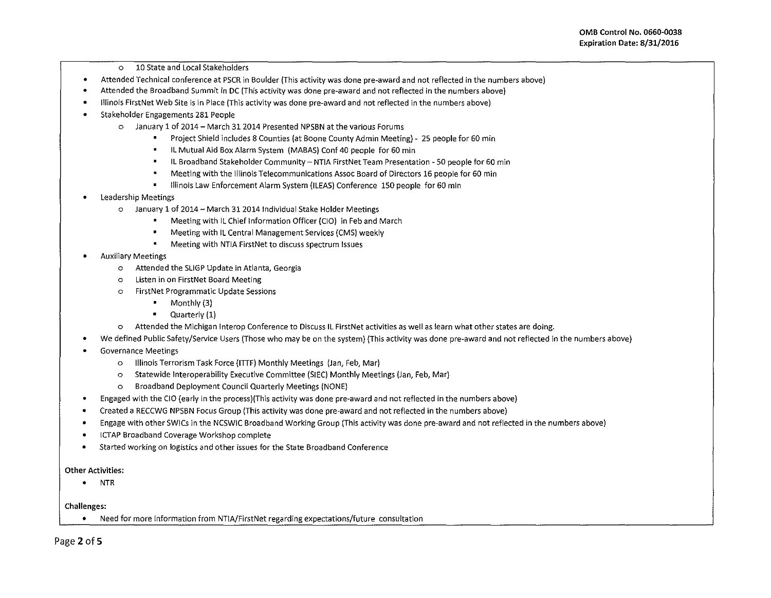- 10 State and Local Stakeholders
- Attended Technical conference at PSCR in Boulder (This activity was done pre-award and not reflected in the numbers above)
- Attended the Broadband Summit in DC (This activity was done pre-award and not reflected in the numbers above)
- Illinois FirstNet Web Site is in Place (This activity was done pre-award and not reflected in the numbers above)
- Stakeholder Engagements 281 People
  - January 1 of 2014 – March 31 2014 Presented NPSBN at the various Forums
    - Project Shield includes 8 Counties (at Boone County Admin Meeting) - 25 people for 60 min
    - IL Mutual Aid Box Alarm System (MABAS) Conf 40 people for 60 min
    - IL Broadband Stakeholder Community – NTIA FirstNet Team Presentation - 50 people for 60 min
    - Meeting with the Illinois Telecommunications Assoc Board of Directors 16 people for 60 min
    - Illinois Law Enforcement Alarm System (ILEAS) Conference 150 people for 60 min
- Leadership Meetings
  - January 1 of 2014 – March 31 2014 Individual Stake Holder Meetings
    - Meeting with IL Chief Information Officer (CIO) in Feb and March
    - Meeting with IL Central Management Services (CMS) weekly
    - Meeting with NTIA FirstNet to discuss spectrum Issues
- Auxiliary Meetings
  - Attended the SLIGP Update in Atlanta, Georgia
  - Listen in on FirstNet Board Meeting
  - FirstNet Programmatic Update Sessions
    - Monthly (3)
    - Quarterly (1)
  - Attended the Michigan Interop Conference to Discuss IL FirstNet activities as well as learn what other states are doing.
- We defined Public Safety/Service Users (Those who may be on the system) (This activity was done pre-award and not reflected in the numbers above)
- Governance Meetings
  - Illinois Terrorism Task Force (ITTF) Monthly Meetings (Jan, Feb, Mar)
  - Statewide Interoperability Executive Committee (SIEC) Monthly Meetings (Jan, Feb, Mar)
  - Broadband Deployment Council Quarterly Meetings (NONE)
- Engaged with the CIO (early in the process)(This activity was done pre-award and not reflected in the numbers above)
- Created a RECCWG NPSBN Focus Group (This activity was done pre-award and not reflected in the numbers above)
- Engage with other SWICs in the NCSWIC Broadband Working Group (This activity was done pre-award and not reflected in the numbers above)
- ICTAP Broadband Coverage Workshop complete
- Started working on logistics and other issues for the State Broadband Conference

**Other Activities:**

- NTR

**Challenges:**

- Need for more information from NTIA/FirstNet regarding expectations/future consultation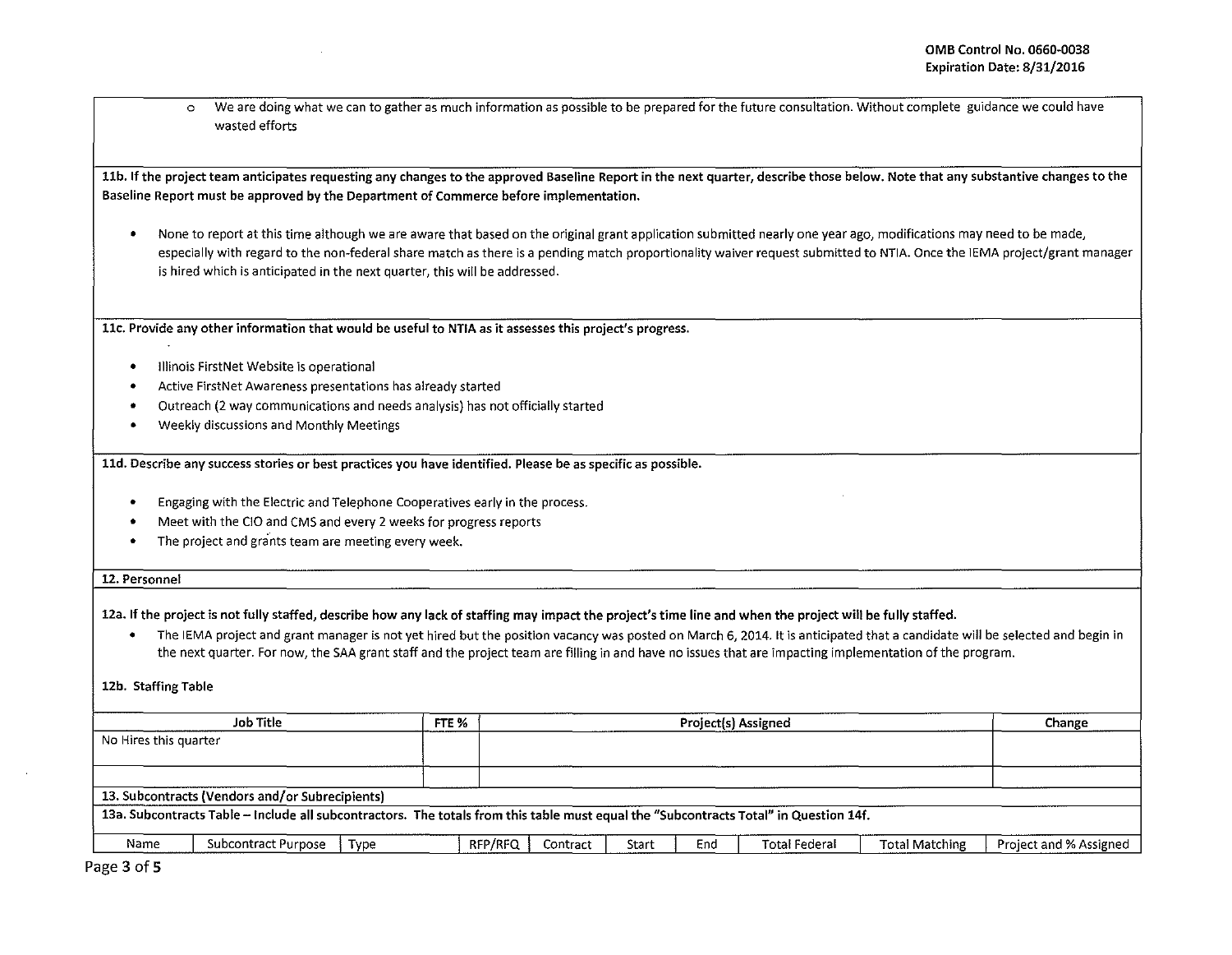- We are doing what we can to gather as much information as possible to be prepared for the future consultation. Without complete guidance we could have wasted efforts

**11b. If the project team anticipates requesting any changes to the approved Baseline Report in the next quarter, describe those below. Note that any substantive changes to the Baseline Report must be approved by the Department of Commerce before implementation.**

- None to report at this time although we are aware that based on the original grant application submitted nearly one year ago, modifications may need to be made, especially with regard to the non-federal share match as there is a pending match proportionality waiver request submitted to NTIA. Once the IEMA project/grant manager is hired which is anticipated in the next quarter, this will be addressed.

**11c. Provide any other information that would be useful to NTIA as it assesses this project's progress.**

- Illinois FirstNet Website is operational
- Active FirstNet Awareness presentations has already started
- Outreach (2 way communications and needs analysis) has not officially started
- Weekly discussions and Monthly Meetings

**11d. Describe any success stories or best practices you have identified. Please be as specific as possible.**

- Engaging with the Electric and Telephone Cooperatives early in the process.
- Meet with the CIO and CMS and every 2 weeks for progress reports
- The project and grants team are meeting every week.

**12. Personnel**

**12a. If the project is not fully staffed, describe how any lack of staffing may impact the project's time line and when the project will be fully staffed.**

- The IEMA project and grant manager is not yet hired but the position vacancy was posted on March 6, 2014. It is anticipated that a candidate will be selected and begin in the next quarter. For now, the SAA grant staff and the project team are filling in and have no issues that are impacting implementation of the program.

**12b. Staffing Table**

| Job Title | FTE % | Project(s) Assigned | Change |
|---|---|---|---|
| No Hires this quarter | | | |
| | | | |

**13. Subcontracts (Vendors and/or Subrecipients)**

**13a. Subcontracts Table – Include all subcontractors. The totals from this table must equal the "Subcontracts Total" in Question 14f.**

| Name | Subcontract Purpose | Type | RFP/RFQ | Contract | Start | End | Total Federal | Total Matching | Project and % Assigned |
|---|---|---|---|---|---|---|---|---|---|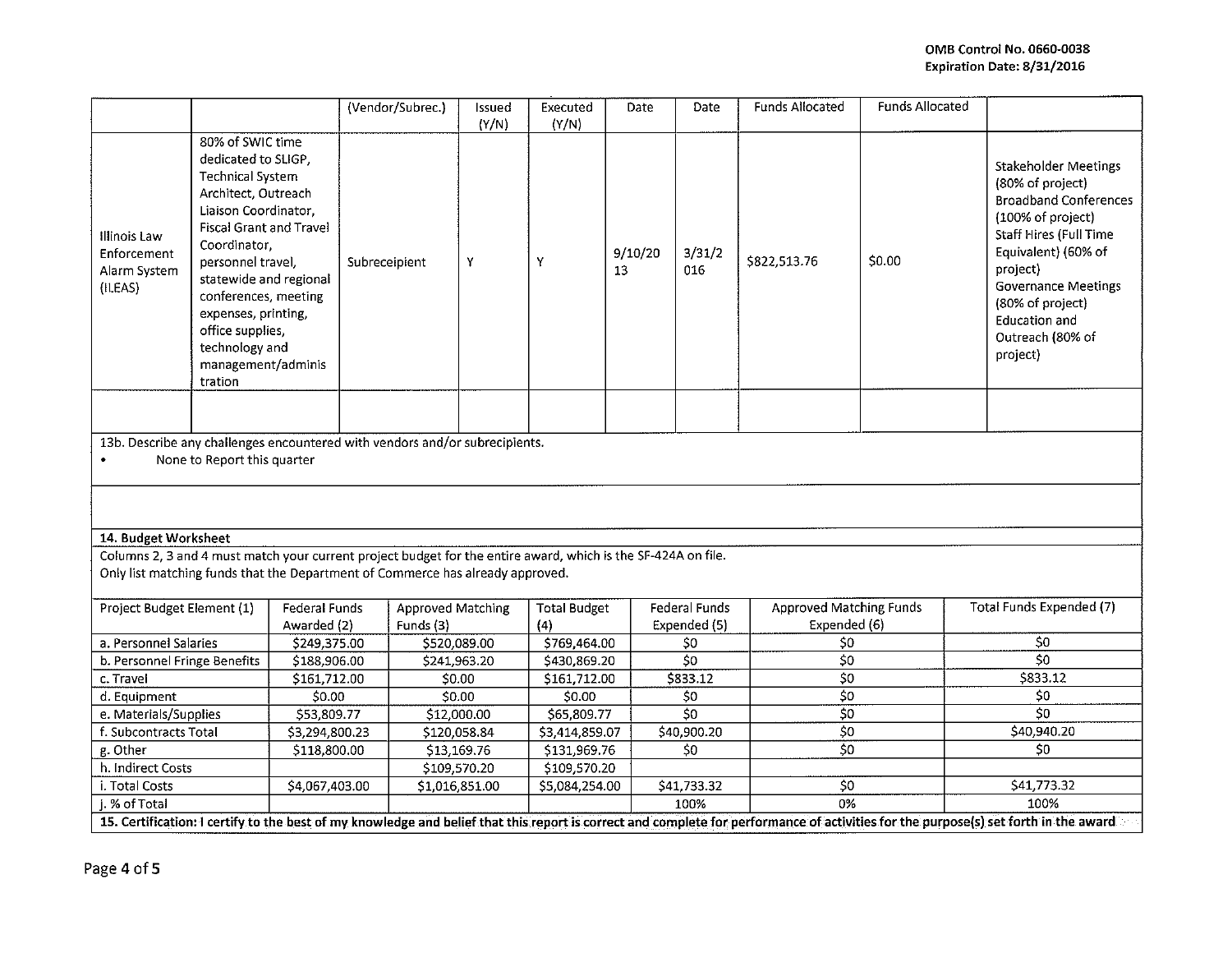OMB Control No. 0660-0038
Expiration Date: 8/31/2016

| | | (Vendor/Subrec.) | Issued (Y/N) | Executed (Y/N) | Date | Date | Funds Allocated | Funds Allocated | |
|---|---|---|---|---|---|---|---|---|---|
| Illinois Law Enforcement Alarm System (ILEAS) | 80% of SWIC time dedicated to SLIGP, Technical System Architect, Outreach Liaison Coordinator, Fiscal Grant and Travel Coordinator, personnel travel, statewide and regional conferences, meeting expenses, printing, office supplies, technology and management/administration | Subreceipient | Y | Y | 9/10/2013 | 3/31/2016 | $822,513.76 | $0.00 | Stakeholder Meetings (80% of project) Broadband Conferences (100% of project) Staff Hires (Full Time Equivalent) (60% of project) Governance Meetings (80% of project) Education and Outreach (80% of project) |
| | | | | | | | | | |

13b. Describe any challenges encountered with vendors and/or subrecipients.

- None to Report this quarter

**14. Budget Worksheet**

Columns 2, 3 and 4 must match your current project budget for the entire award, which is the SF-424A on file.
Only list matching funds that the Department of Commerce has already approved.

| Project Budget Element (1) | Federal Funds Awarded (2) | Approved Matching Funds (3) | Total Budget (4) | Federal Funds Expended (5) | Approved Matching Funds Expended (6) | Total Funds Expended (7) |
|---|---|---|---|---|---|---|
| a. Personnel Salaries | $249,375.00 | $520,089.00 | $769,464.00 | $0 | $0 | $0 |
| b. Personnel Fringe Benefits | $188,906.00 | $241,963.20 | $430,869.20 | $0 | $0 | $0 |
| c. Travel | $161,712.00 | $0.00 | $161,712.00 | $833.12 | $0 | $833.12 |
| d. Equipment | $0.00 | $0.00 | $0.00 | $0 | $0 | $0 |
| e. Materials/Supplies | $53,809.77 | $12,000.00 | $65,809.77 | $0 | $0 | $0 |
| f. Subcontracts Total | $3,294,800.23 | $120,058.84 | $3,414,859.07 | $40,900.20 | $0 | $40,940.20 |
| g. Other | $118,800.00 | $13,169.76 | $131,969.76 | $0 | $0 | $0 |
| h. Indirect Costs | | $109,570.20 | $109,570.20 | | | |
| i. Total Costs | $4,067,403.00 | $1,016,851.00 | $5,084,254.00 | $41,733.32 | $0 | $41,773.32 |
| j. % of Total | | | | 100% | 0% | 100% |

**15. Certification: I certify to the best of my knowledge and belief that this report is correct and complete for performance of activities for the purpose(s) set forth in the award**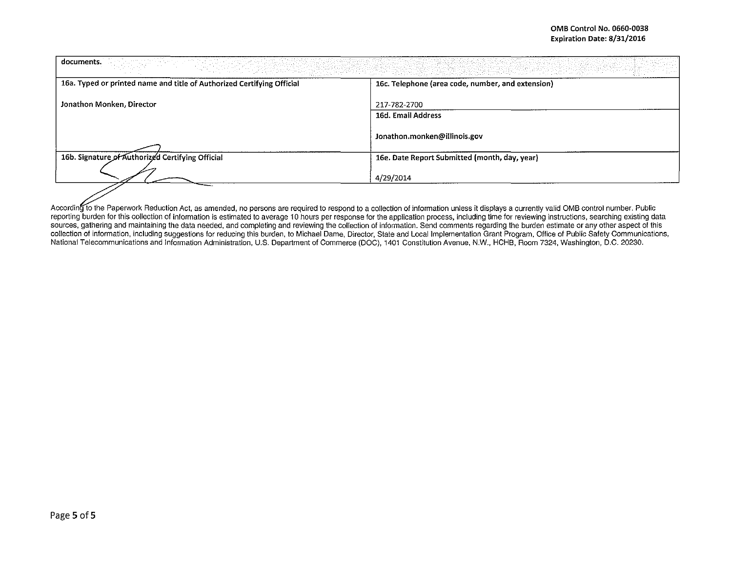| | |
|---|---|
| documents. | |
| **16a. Typed or printed name and title of Authorized Certifying Official**<br><br>Jonathon Monken, Director | **16c. Telephone (area code, number, and extension)**<br><br>217-782-2700 |
| | **16d. Email Address**<br><br>Jonathon.monken@illinois.gov |
| **16b. Signature of Authorized Certifying Official** | **16e. Date Report Submitted (month, day, year)**<br><br>4/29/2014 |

According to the Paperwork Reduction Act, as amended, no persons are required to respond to a collection of information unless it displays a currently valid OMB control number. Public reporting burden for this collection of information is estimated to average 10 hours per response for the application process, including time for reviewing instructions, searching existing data sources, gathering and maintaining the data needed, and completing and reviewing the collection of information. Send comments regarding the burden estimate or any other aspect of this collection of information, including suggestions for reducing this burden, to Michael Dame, Director, State and Local Implementation Grant Program, Office of Public Safety Communications, National Telecommunications and Information Administration, U.S. Department of Commerce (DOC), 1401 Constitution Avenue, N.W., HCHB, Room 7324, Washington, D.C. 20230.